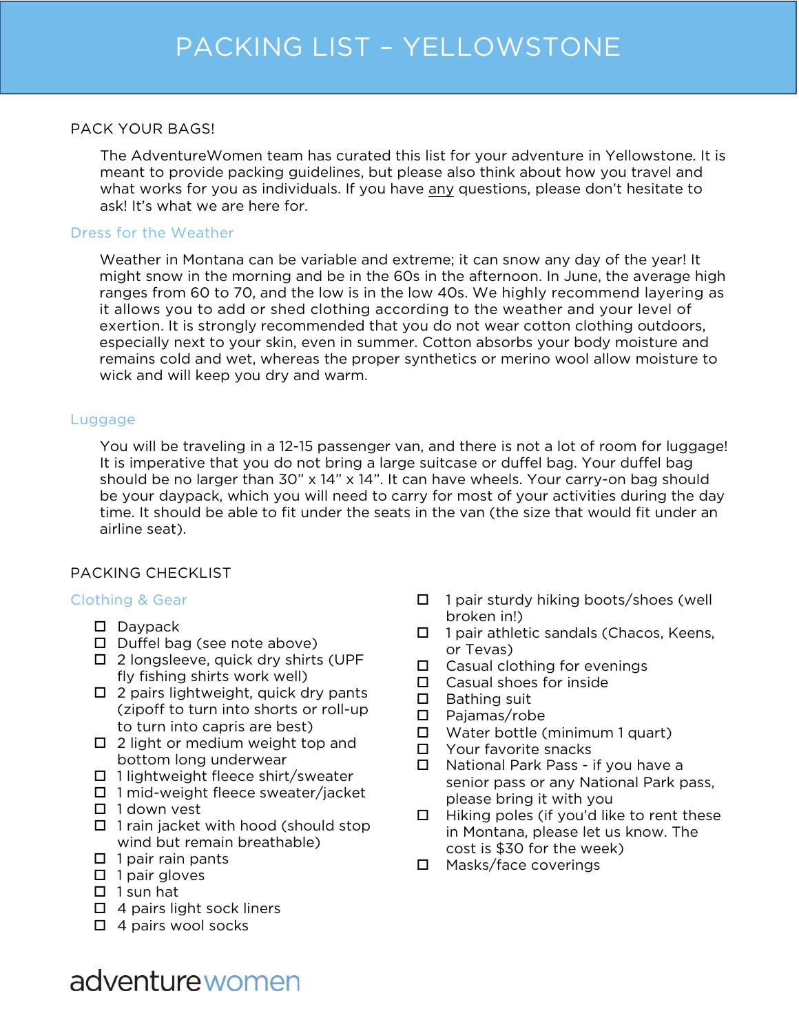# PACKING LIST – YELLOWSTONE

## PACK YOUR BAGS!

The AdventureWomen team has curated this list for your adventure in Yellowstone. It is meant to provide packing guidelines, but please also think about how you travel and what works for you as individuals. If you have any questions, please don't hesitate to ask! It's what we are here for.

### Dress for the Weather

Weather in Montana can be variable and extreme; it can snow any day of the year! It might snow in the morning and be in the 60s in the afternoon. In June, the average high ranges from 60 to 70, and the low is in the low 40s. We highly recommend layering as it allows you to add or shed clothing according to the weather and your level of exertion. It is strongly recommended that you do not wear cotton clothing outdoors, especially next to your skin, even in summer. Cotton absorbs your body moisture and remains cold and wet, whereas the proper synthetics or merino wool allow moisture to wick and will keep you dry and warm.

### Luggage

You will be traveling in a 12-15 passenger van, and there is not a lot of room for luggage! It is imperative that you do not bring a large suitcase or duffel bag. Your duffel bag should be no larger than 30" x 14" x 14". It can have wheels. Your carry-on bag should be your daypack, which you will need to carry for most of your activities during the day time. It should be able to fit under the seats in the van (the size that would fit under an airline seat).

## PACKING CHECKLIST

### Clothing & Gear

- [ ] Daypack
- [ ] Duffel bag (see note above)
- [ ] 2 longsleeve, quick dry shirts (UPF fly fishing shirts work well)
- [ ] 2 pairs lightweight, quick dry pants (zipoff to turn into shorts or roll-up to turn into capris are best)
- [ ] 2 light or medium weight top and bottom long underwear
- [ ] 1 lightweight fleece shirt/sweater
- [ ] 1 mid-weight fleece sweater/jacket
- [ ] 1 down vest
- [ ] 1 rain jacket with hood (should stop wind but remain breathable)
- [ ] 1 pair rain pants
- [ ] 1 pair gloves
- [ ] 1 sun hat
- [ ] 4 pairs light sock liners
- [ ] 4 pairs wool socks
- [ ] 1 pair sturdy hiking boots/shoes (well broken in!)
- [ ] 1 pair athletic sandals (Chacos, Keens, or Tevas)
- [ ] Casual clothing for evenings
- [ ] Casual shoes for inside
- [ ] Bathing suit
- [ ] Pajamas/robe
- [ ] Water bottle (minimum 1 quart)
- [ ] Your favorite snacks
- [ ] National Park Pass - if you have a senior pass or any National Park pass, please bring it with you
- [ ] Hiking poles (if you'd like to rent these in Montana, please let us know. The cost is $30 for the week)
- [ ] Masks/face coverings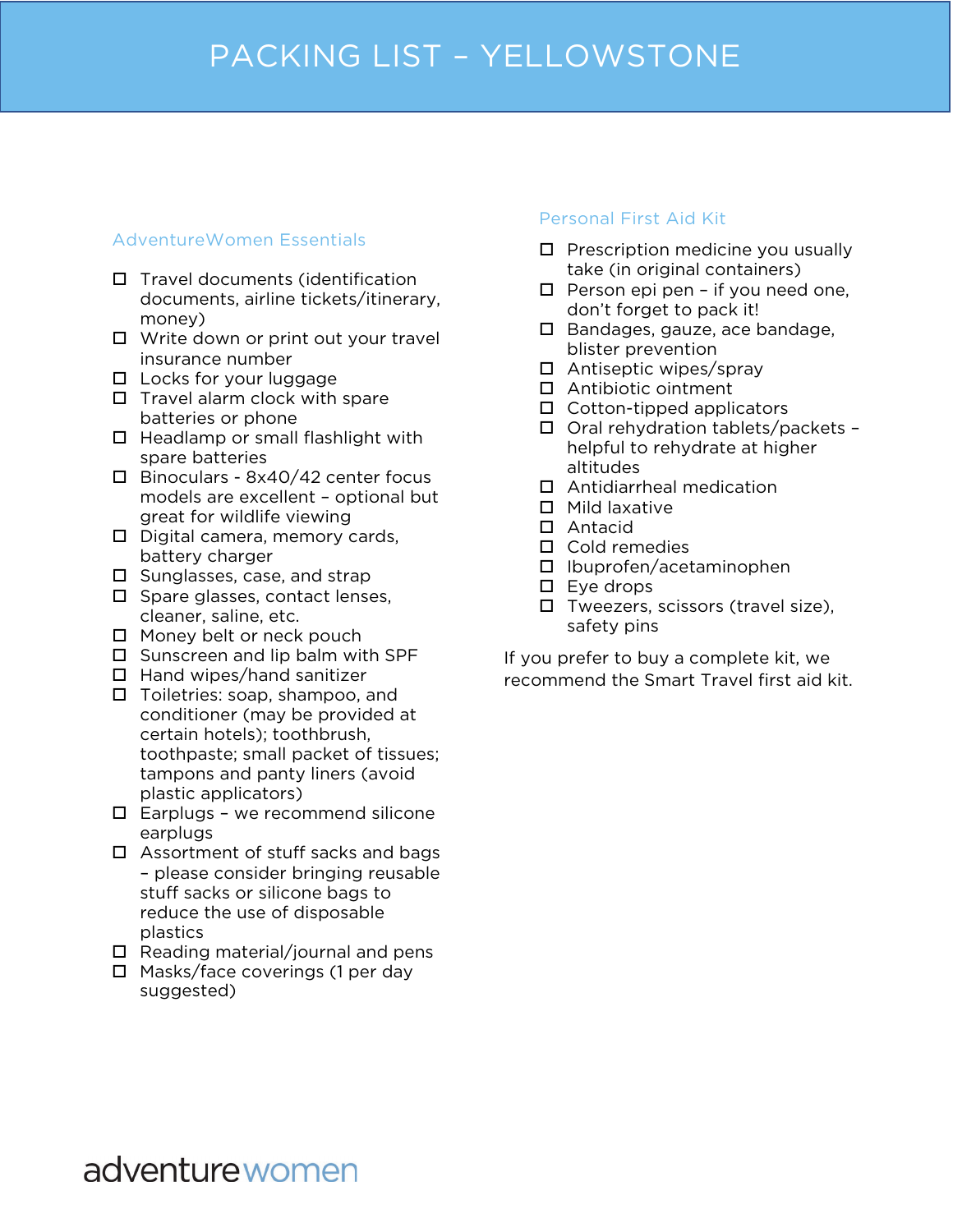# PACKING LIST – YELLOWSTONE

## AdventureWomen Essentials

- [ ] Travel documents (identification documents, airline tickets/itinerary, money)
- [ ] Write down or print out your travel insurance number
- [ ] Locks for your luggage
- [ ] Travel alarm clock with spare batteries or phone
- [ ] Headlamp or small flashlight with spare batteries
- [ ] Binoculars - 8x40/42 center focus models are excellent – optional but great for wildlife viewing
- [ ] Digital camera, memory cards, battery charger
- [ ] Sunglasses, case, and strap
- [ ] Spare glasses, contact lenses, cleaner, saline, etc.
- [ ] Money belt or neck pouch
- [ ] Sunscreen and lip balm with SPF
- [ ] Hand wipes/hand sanitizer
- [ ] Toiletries: soap, shampoo, and conditioner (may be provided at certain hotels); toothbrush, toothpaste; small packet of tissues; tampons and panty liners (avoid plastic applicators)
- [ ] Earplugs – we recommend silicone earplugs
- [ ] Assortment of stuff sacks and bags – please consider bringing reusable stuff sacks or silicone bags to reduce the use of disposable plastics
- [ ] Reading material/journal and pens
- [ ] Masks/face coverings (1 per day suggested)

## Personal First Aid Kit

- [ ] Prescription medicine you usually take (in original containers)
- [ ] Person epi pen – if you need one, don't forget to pack it!
- [ ] Bandages, gauze, ace bandage, blister prevention
- [ ] Antiseptic wipes/spray
- [ ] Antibiotic ointment
- [ ] Cotton-tipped applicators
- [ ] Oral rehydration tablets/packets – helpful to rehydrate at higher altitudes
- [ ] Antidiarrheal medication
- [ ] Mild laxative
- [ ] Antacid
- [ ] Cold remedies
- [ ] Ibuprofen/acetaminophen
- [ ] Eye drops
- [ ] Tweezers, scissors (travel size), safety pins

If you prefer to buy a complete kit, we recommend the Smart Travel first aid kit.